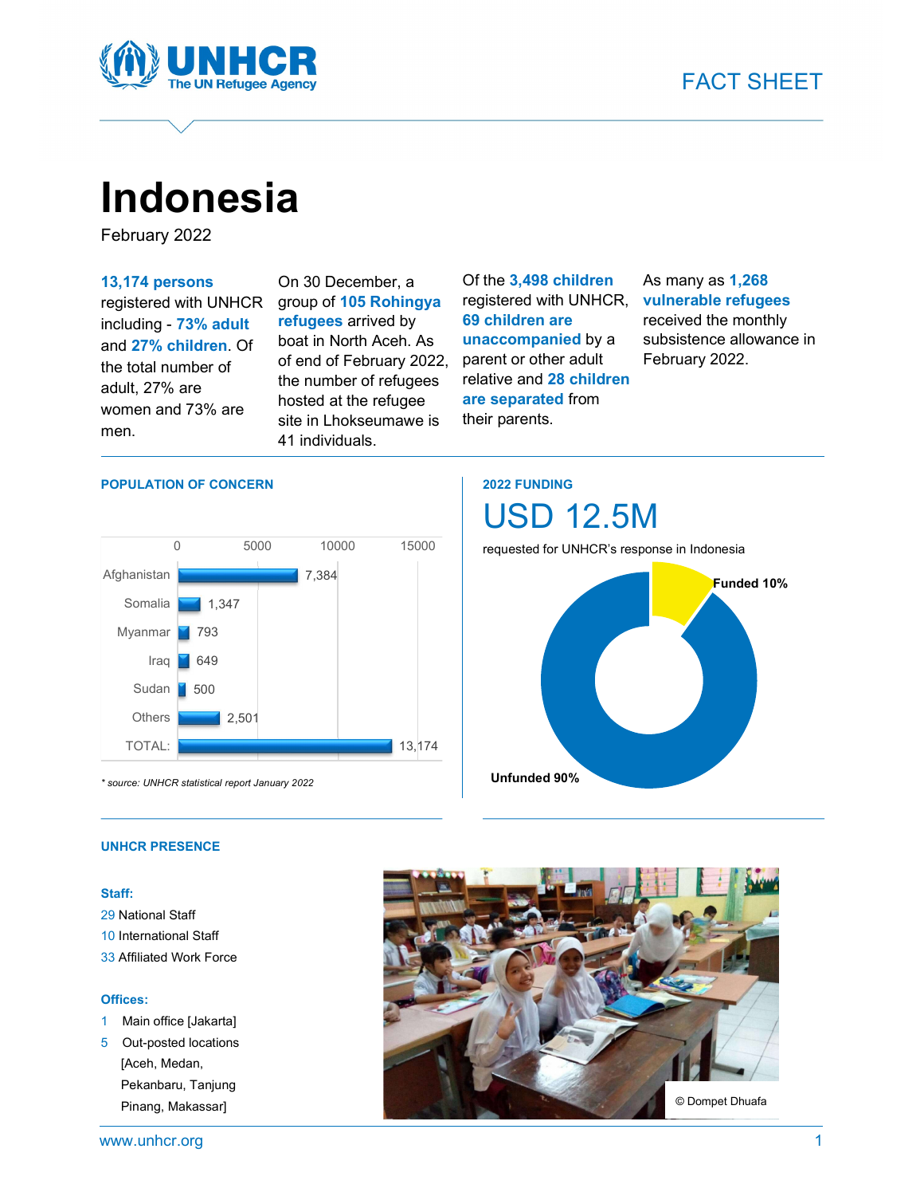FACT SHEET

# Indonesia

February 2022

**13,174 persons** registered with UNHCR including - **73% adult** and **27% children**. Of the total number of adult, 27% are women and 73% are men.

On 30 December, a group of **105 Rohingya refugees** arrived by boat in North Aceh. As of end of February 2022, the number of refugees hosted at the refugee site in Lhokseumawe is 41 individuals.

Of the **3,498 children** registered with UNHCR, **69 children are unaccompanied** by a parent or other adult relative and **28 children are separated** from their parents.

As many as **1,268 vulnerable refugees** received the monthly subsistence allowance in February 2022.

## POPULATION OF CONCERN

| Country | Persons |
|---|---|
| Afghanistan | 7,384 |
| Somalia | 1,347 |
| Myanmar | 793 |
| Iraq | 649 |
| Sudan | 500 |
| Others | 2,501 |
| TOTAL: | 13,174 |

*\* source: UNHCR statistical report January 2022*

## 2022 FUNDING

# USD 12.5M

requested for UNHCR's response in Indonesia

- Funded 10%
- Unfunded 90%

## UNHCR PRESENCE

**Staff:**

29 National Staff
10 International Staff
33 Affiliated Work Force

**Offices:**

1 Main office [Jakarta]
5 Out-posted locations [Aceh, Medan, Pekanbaru, Tanjung Pinang, Makassar]

© Dompet Dhuafa

www.unhcr.org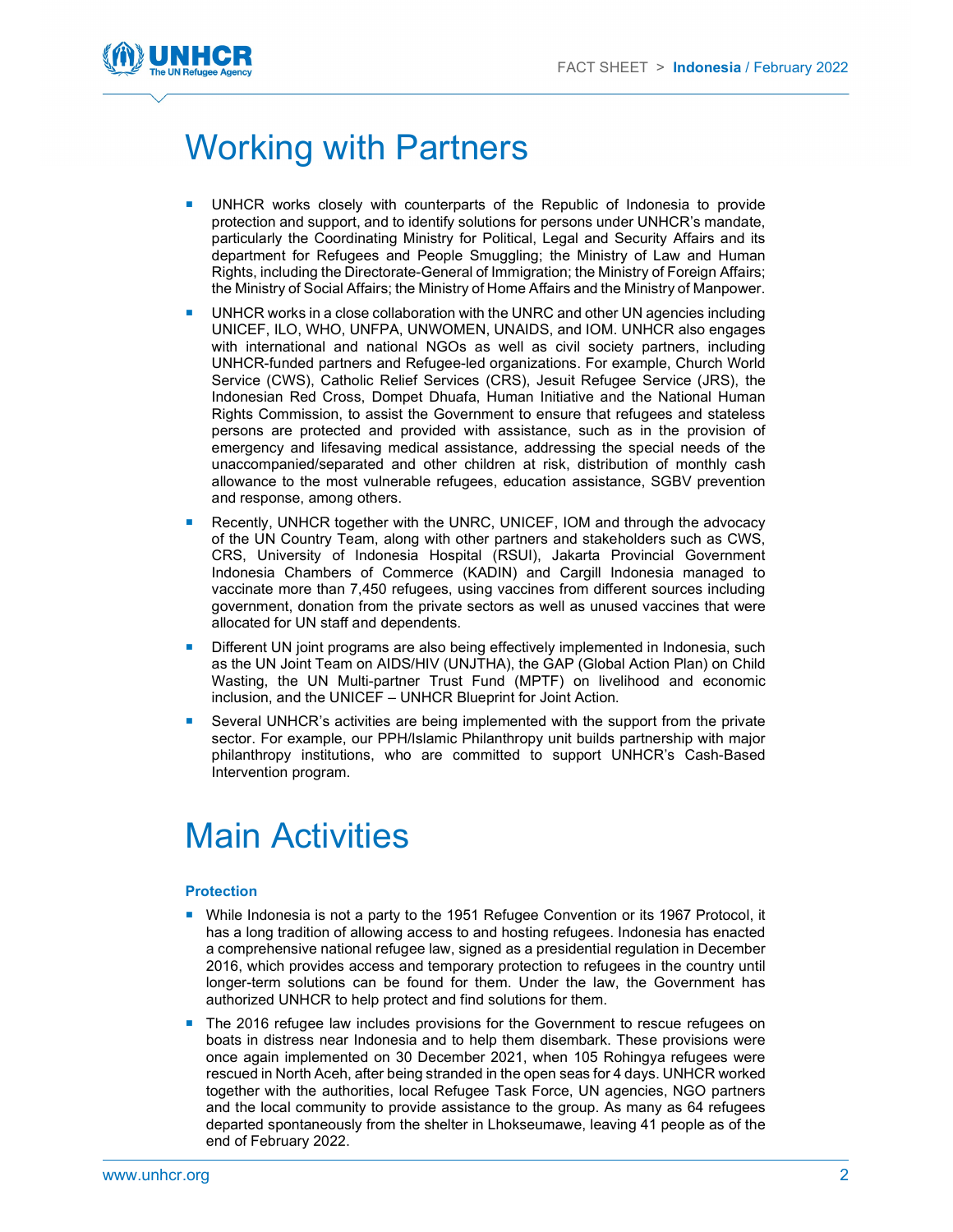# Working with Partners

- UNHCR works closely with counterparts of the Republic of Indonesia to provide protection and support, and to identify solutions for persons under UNHCR's mandate, particularly the Coordinating Ministry for Political, Legal and Security Affairs and its department for Refugees and People Smuggling; the Ministry of Law and Human Rights, including the Directorate-General of Immigration; the Ministry of Foreign Affairs; the Ministry of Social Affairs; the Ministry of Home Affairs and the Ministry of Manpower.
- UNHCR works in a close collaboration with the UNRC and other UN agencies including UNICEF, ILO, WHO, UNFPA, UNWOMEN, UNAIDS, and IOM. UNHCR also engages with international and national NGOs as well as civil society partners, including UNHCR-funded partners and Refugee-led organizations. For example, Church World Service (CWS), Catholic Relief Services (CRS), Jesuit Refugee Service (JRS), the Indonesian Red Cross, Dompet Dhuafa, Human Initiative and the National Human Rights Commission, to assist the Government to ensure that refugees and stateless persons are protected and provided with assistance, such as in the provision of emergency and lifesaving medical assistance, addressing the special needs of the unaccompanied/separated and other children at risk, distribution of monthly cash allowance to the most vulnerable refugees, education assistance, SGBV prevention and response, among others.
- Recently, UNHCR together with the UNRC, UNICEF, IOM and through the advocacy of the UN Country Team, along with other partners and stakeholders such as CWS, CRS, University of Indonesia Hospital (RSUI), Jakarta Provincial Government Indonesia Chambers of Commerce (KADIN) and Cargill Indonesia managed to vaccinate more than 7,450 refugees, using vaccines from different sources including government, donation from the private sectors as well as unused vaccines that were allocated for UN staff and dependents.
- Different UN joint programs are also being effectively implemented in Indonesia, such as the UN Joint Team on AIDS/HIV (UNJTHA), the GAP (Global Action Plan) on Child Wasting, the UN Multi-partner Trust Fund (MPTF) on livelihood and economic inclusion, and the UNICEF – UNHCR Blueprint for Joint Action.
- Several UNHCR's activities are being implemented with the support from the private sector. For example, our PPH/Islamic Philanthropy unit builds partnership with major philanthropy institutions, who are committed to support UNHCR's Cash-Based Intervention program.

# Main Activities

### Protection

- While Indonesia is not a party to the 1951 Refugee Convention or its 1967 Protocol, it has a long tradition of allowing access to and hosting refugees. Indonesia has enacted a comprehensive national refugee law, signed as a presidential regulation in December 2016, which provides access and temporary protection to refugees in the country until longer-term solutions can be found for them. Under the law, the Government has authorized UNHCR to help protect and find solutions for them.
- The 2016 refugee law includes provisions for the Government to rescue refugees on boats in distress near Indonesia and to help them disembark. These provisions were once again implemented on 30 December 2021, when 105 Rohingya refugees were rescued in North Aceh, after being stranded in the open seas for 4 days. UNHCR worked together with the authorities, local Refugee Task Force, UN agencies, NGO partners and the local community to provide assistance to the group. As many as 64 refugees departed spontaneously from the shelter in Lhokseumawe, leaving 41 people as of the end of February 2022.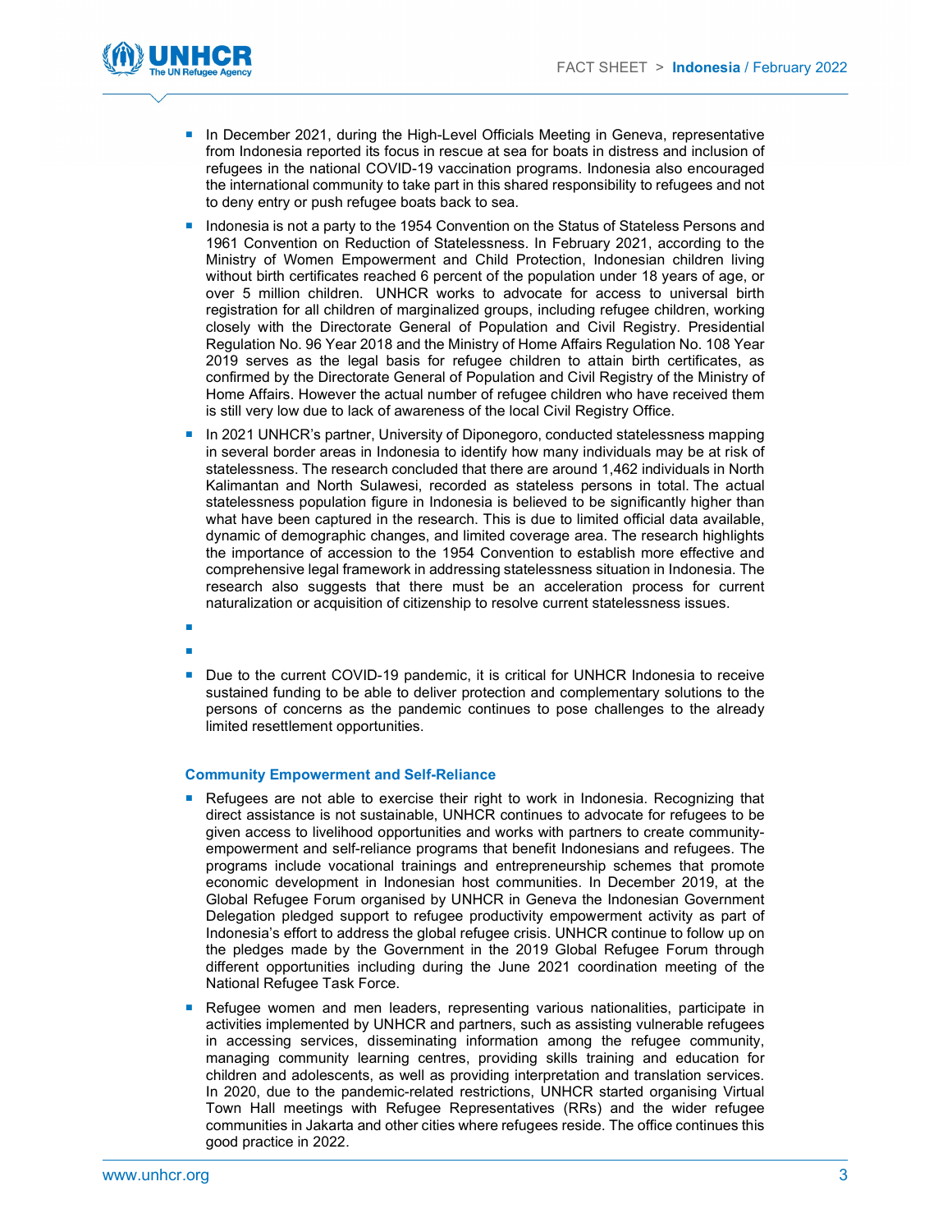- In December 2021, during the High-Level Officials Meeting in Geneva, representative from Indonesia reported its focus in rescue at sea for boats in distress and inclusion of refugees in the national COVID-19 vaccination programs. Indonesia also encouraged the international community to take part in this shared responsibility to refugees and not to deny entry or push refugee boats back to sea.
- Indonesia is not a party to the 1954 Convention on the Status of Stateless Persons and 1961 Convention on Reduction of Statelessness. In February 2021, according to the Ministry of Women Empowerment and Child Protection, Indonesian children living without birth certificates reached 6 percent of the population under 18 years of age, or over 5 million children. UNHCR works to advocate for access to universal birth registration for all children of marginalized groups, including refugee children, working closely with the Directorate General of Population and Civil Registry. Presidential Regulation No. 96 Year 2018 and the Ministry of Home Affairs Regulation No. 108 Year 2019 serves as the legal basis for refugee children to attain birth certificates, as confirmed by the Directorate General of Population and Civil Registry of the Ministry of Home Affairs. However the actual number of refugee children who have received them is still very low due to lack of awareness of the local Civil Registry Office.
- In 2021 UNHCR's partner, University of Diponegoro, conducted statelessness mapping in several border areas in Indonesia to identify how many individuals may be at risk of statelessness. The research concluded that there are around 1,462 individuals in North Kalimantan and North Sulawesi, recorded as stateless persons in total. The actual statelessness population figure in Indonesia is believed to be significantly higher than what have been captured in the research. This is due to limited official data available, dynamic of demographic changes, and limited coverage area. The research highlights the importance of accession to the 1954 Convention to establish more effective and comprehensive legal framework in addressing statelessness situation in Indonesia. The research also suggests that there must be an acceleration process for current naturalization or acquisition of citizenship to resolve current statelessness issues.
- Due to the current COVID-19 pandemic, it is critical for UNHCR Indonesia to receive sustained funding to be able to deliver protection and complementary solutions to the persons of concerns as the pandemic continues to pose challenges to the already limited resettlement opportunities.

#### Community Empowerment and Self-Reliance

- Refugees are not able to exercise their right to work in Indonesia. Recognizing that direct assistance is not sustainable, UNHCR continues to advocate for refugees to be given access to livelihood opportunities and works with partners to create community-empowerment and self-reliance programs that benefit Indonesians and refugees. The programs include vocational trainings and entrepreneurship schemes that promote economic development in Indonesian host communities. In December 2019, at the Global Refugee Forum organised by UNHCR in Geneva the Indonesian Government Delegation pledged support to refugee productivity empowerment activity as part of Indonesia's effort to address the global refugee crisis. UNHCR continue to follow up on the pledges made by the Government in the 2019 Global Refugee Forum through different opportunities including during the June 2021 coordination meeting of the National Refugee Task Force.
- Refugee women and men leaders, representing various nationalities, participate in activities implemented by UNHCR and partners, such as assisting vulnerable refugees in accessing services, disseminating information among the refugee community, managing community learning centres, providing skills training and education for children and adolescents, as well as providing interpretation and translation services. In 2020, due to the pandemic-related restrictions, UNHCR started organising Virtual Town Hall meetings with Refugee Representatives (RRs) and the wider refugee communities in Jakarta and other cities where refugees reside. The office continues this good practice in 2022.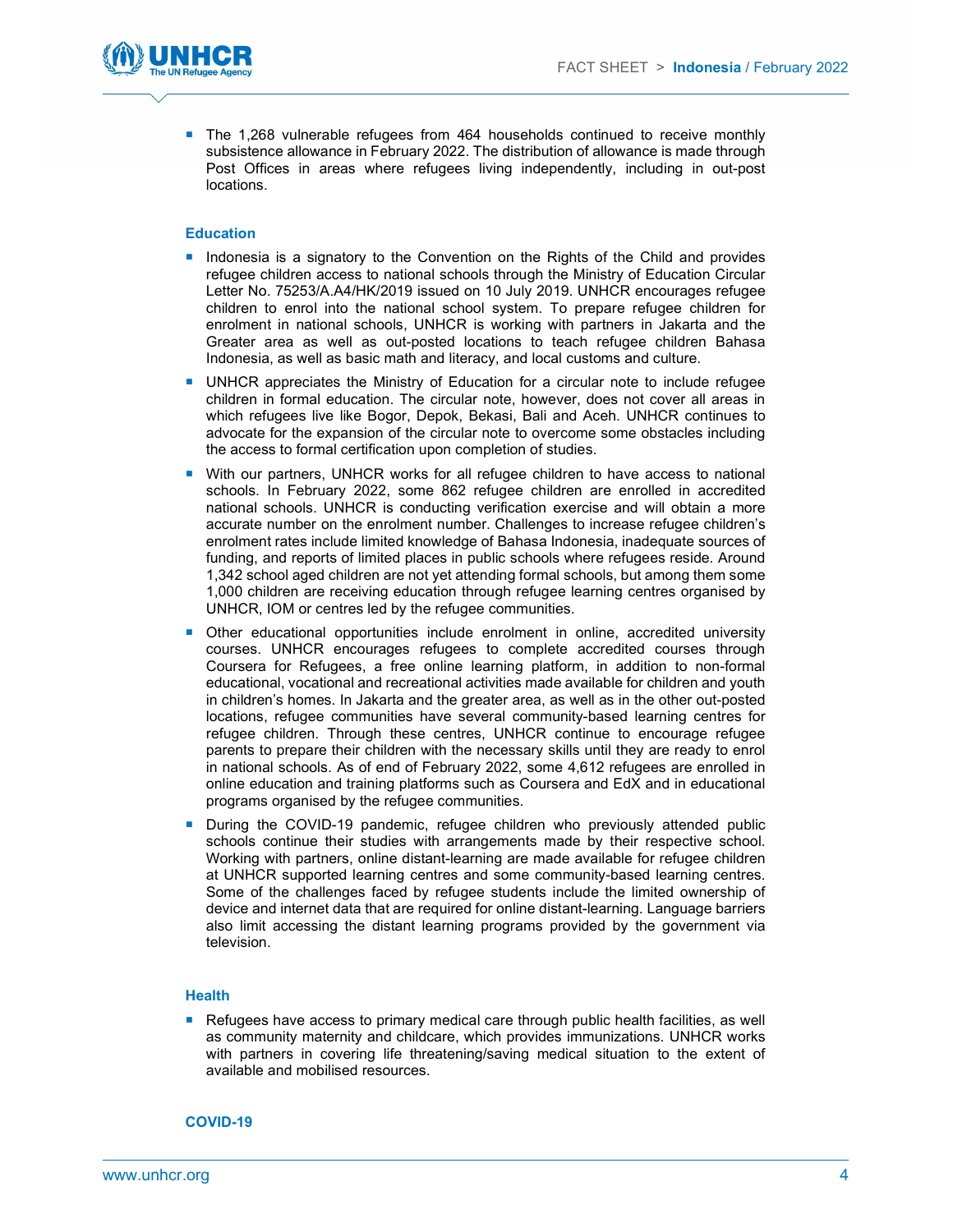- The 1,268 vulnerable refugees from 464 households continued to receive monthly subsistence allowance in February 2022. The distribution of allowance is made through Post Offices in areas where refugees living independently, including in out-post locations.

### Education

- Indonesia is a signatory to the Convention on the Rights of the Child and provides refugee children access to national schools through the Ministry of Education Circular Letter No. 75253/A.A4/HK/2019 issued on 10 July 2019. UNHCR encourages refugee children to enrol into the national school system. To prepare refugee children for enrolment in national schools, UNHCR is working with partners in Jakarta and the Greater area as well as out-posted locations to teach refugee children Bahasa Indonesia, as well as basic math and literacy, and local customs and culture.
- UNHCR appreciates the Ministry of Education for a circular note to include refugee children in formal education. The circular note, however, does not cover all areas in which refugees live like Bogor, Depok, Bekasi, Bali and Aceh. UNHCR continues to advocate for the expansion of the circular note to overcome some obstacles including the access to formal certification upon completion of studies.
- With our partners, UNHCR works for all refugee children to have access to national schools. In February 2022, some 862 refugee children are enrolled in accredited national schools. UNHCR is conducting verification exercise and will obtain a more accurate number on the enrolment number. Challenges to increase refugee children's enrolment rates include limited knowledge of Bahasa Indonesia, inadequate sources of funding, and reports of limited places in public schools where refugees reside. Around 1,342 school aged children are not yet attending formal schools, but among them some 1,000 children are receiving education through refugee learning centres organised by UNHCR, IOM or centres led by the refugee communities.
- Other educational opportunities include enrolment in online, accredited university courses. UNHCR encourages refugees to complete accredited courses through Coursera for Refugees, a free online learning platform, in addition to non-formal educational, vocational and recreational activities made available for children and youth in children's homes. In Jakarta and the greater area, as well as in the other out-posted locations, refugee communities have several community-based learning centres for refugee children. Through these centres, UNHCR continue to encourage refugee parents to prepare their children with the necessary skills until they are ready to enrol in national schools. As of end of February 2022, some 4,612 refugees are enrolled in online education and training platforms such as Coursera and EdX and in educational programs organised by the refugee communities.
- During the COVID-19 pandemic, refugee children who previously attended public schools continue their studies with arrangements made by their respective school. Working with partners, online distant-learning are made available for refugee children at UNHCR supported learning centres and some community-based learning centres. Some of the challenges faced by refugee students include the limited ownership of device and internet data that are required for online distant-learning. Language barriers also limit accessing the distant learning programs provided by the government via television.

### Health

- Refugees have access to primary medical care through public health facilities, as well as community maternity and childcare, which provides immunizations. UNHCR works with partners in covering life threatening/saving medical situation to the extent of available and mobilised resources.

### COVID-19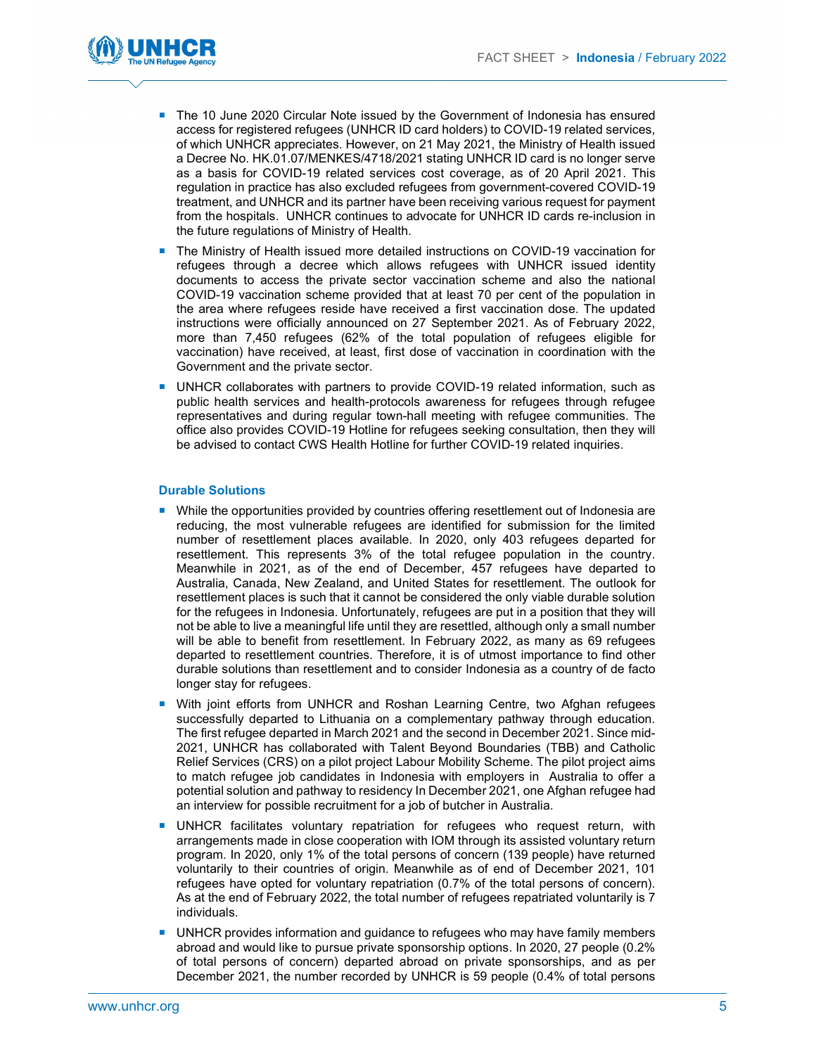- The 10 June 2020 Circular Note issued by the Government of Indonesia has ensured access for registered refugees (UNHCR ID card holders) to COVID-19 related services, of which UNHCR appreciates. However, on 21 May 2021, the Ministry of Health issued a Decree No. HK.01.07/MENKES/4718/2021 stating UNHCR ID card is no longer serve as a basis for COVID-19 related services cost coverage, as of 20 April 2021. This regulation in practice has also excluded refugees from government-covered COVID-19 treatment, and UNHCR and its partner have been receiving various request for payment from the hospitals. UNHCR continues to advocate for UNHCR ID cards re-inclusion in the future regulations of Ministry of Health.
- The Ministry of Health issued more detailed instructions on COVID-19 vaccination for refugees through a decree which allows refugees with UNHCR issued identity documents to access the private sector vaccination scheme and also the national COVID-19 vaccination scheme provided that at least 70 per cent of the population in the area where refugees reside have received a first vaccination dose. The updated instructions were officially announced on 27 September 2021. As of February 2022, more than 7,450 refugees (62% of the total population of refugees eligible for vaccination) have received, at least, first dose of vaccination in coordination with the Government and the private sector.
- UNHCR collaborates with partners to provide COVID-19 related information, such as public health services and health-protocols awareness for refugees through refugee representatives and during regular town-hall meeting with refugee communities. The office also provides COVID-19 Hotline for refugees seeking consultation, then they will be advised to contact CWS Health Hotline for further COVID-19 related inquiries.

### Durable Solutions

- While the opportunities provided by countries offering resettlement out of Indonesia are reducing, the most vulnerable refugees are identified for submission for the limited number of resettlement places available. In 2020, only 403 refugees departed for resettlement. This represents 3% of the total refugee population in the country. Meanwhile in 2021, as of the end of December, 457 refugees have departed to Australia, Canada, New Zealand, and United States for resettlement. The outlook for resettlement places is such that it cannot be considered the only viable durable solution for the refugees in Indonesia. Unfortunately, refugees are put in a position that they will not be able to live a meaningful life until they are resettled, although only a small number will be able to benefit from resettlement. In February 2022, as many as 69 refugees departed to resettlement countries. Therefore, it is of utmost importance to find other durable solutions than resettlement and to consider Indonesia as a country of de facto longer stay for refugees.
- With joint efforts from UNHCR and Roshan Learning Centre, two Afghan refugees successfully departed to Lithuania on a complementary pathway through education. The first refugee departed in March 2021 and the second in December 2021. Since mid-2021, UNHCR has collaborated with Talent Beyond Boundaries (TBB) and Catholic Relief Services (CRS) on a pilot project Labour Mobility Scheme. The pilot project aims to match refugee job candidates in Indonesia with employers in Australia to offer a potential solution and pathway to residency In December 2021, one Afghan refugee had an interview for possible recruitment for a job of butcher in Australia.
- UNHCR facilitates voluntary repatriation for refugees who request return, with arrangements made in close cooperation with IOM through its assisted voluntary return program. In 2020, only 1% of the total persons of concern (139 people) have returned voluntarily to their countries of origin. Meanwhile as of end of December 2021, 101 refugees have opted for voluntary repatriation (0.7% of the total persons of concern). As at the end of February 2022, the total number of refugees repatriated voluntarily is 7 individuals.
- UNHCR provides information and guidance to refugees who may have family members abroad and would like to pursue private sponsorship options. In 2020, 27 people (0.2% of total persons of concern) departed abroad on private sponsorships, and as per December 2021, the number recorded by UNHCR is 59 people (0.4% of total persons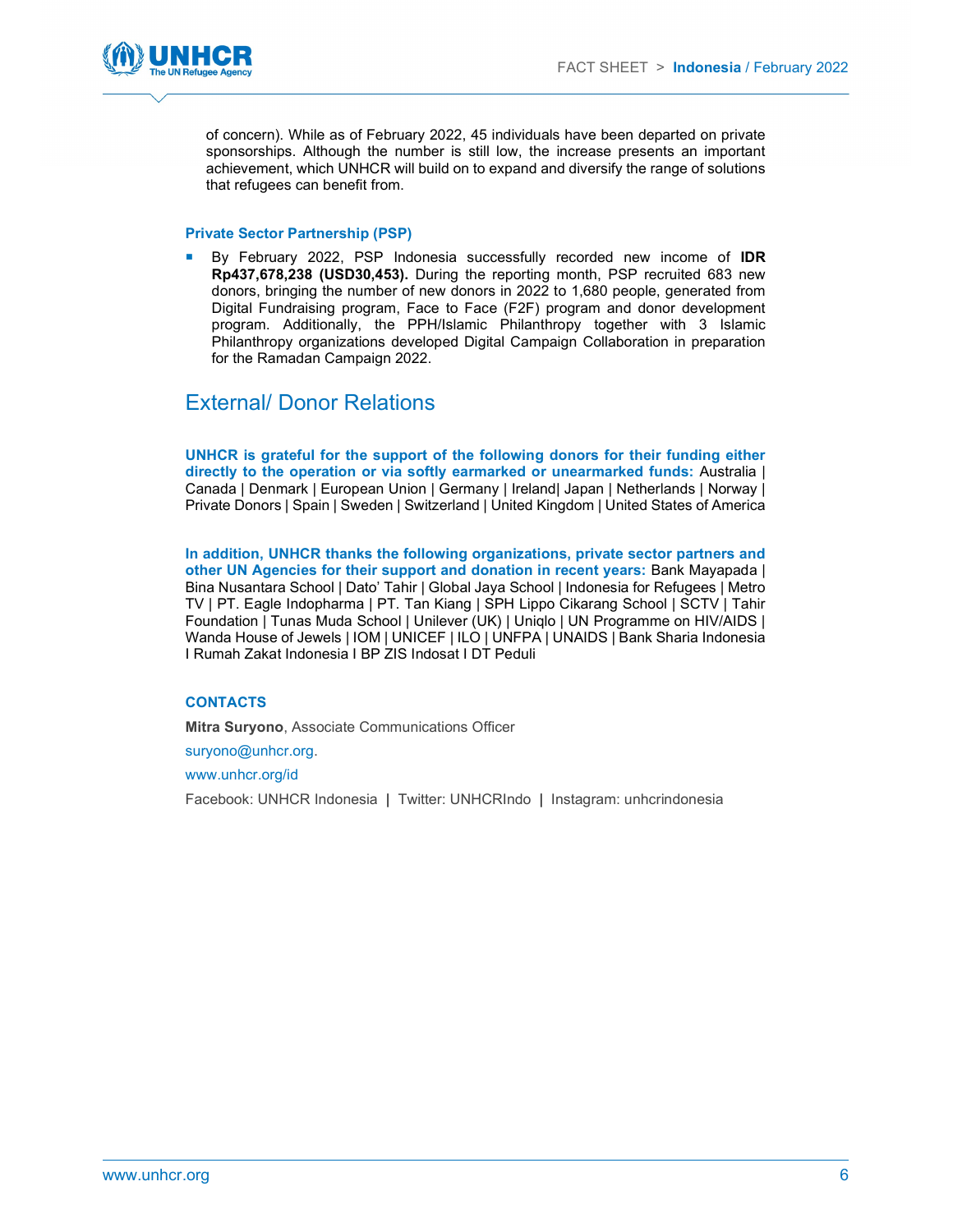of concern). While as of February 2022, 45 individuals have been departed on private sponsorships. Although the number is still low, the increase presents an important achievement, which UNHCR will build on to expand and diversify the range of solutions that refugees can benefit from.

**Private Sector Partnership (PSP)**

- By February 2022, PSP Indonesia successfully recorded new income of **IDR Rp437,678,238 (USD30,453).** During the reporting month, PSP recruited 683 new donors, bringing the number of new donors in 2022 to 1,680 people, generated from Digital Fundraising program, Face to Face (F2F) program and donor development program. Additionally, the PPH/Islamic Philanthropy together with 3 Islamic Philanthropy organizations developed Digital Campaign Collaboration in preparation for the Ramadan Campaign 2022.

## External/ Donor Relations

**UNHCR is grateful for the support of the following donors for their funding either directly to the operation or via softly earmarked or unearmarked funds:** Australia | Canada | Denmark | European Union | Germany | Ireland| Japan | Netherlands | Norway | Private Donors | Spain | Sweden | Switzerland | United Kingdom | United States of America

**In addition, UNHCR thanks the following organizations, private sector partners and other UN Agencies for their support and donation in recent years:** Bank Mayapada | Bina Nusantara School | Dato' Tahir | Global Jaya School | Indonesia for Refugees | Metro TV | PT. Eagle Indopharma | PT. Tan Kiang | SPH Lippo Cikarang School | SCTV | Tahir Foundation | Tunas Muda School | Unilever (UK) | Uniqlo | UN Programme on HIV/AIDS | Wanda House of Jewels | IOM | UNICEF | ILO | UNFPA | UNAIDS | Bank Sharia Indonesia I Rumah Zakat Indonesia I BP ZIS Indosat I DT Peduli

**CONTACTS**

**Mitra Suryono**, Associate Communications Officer

suryono@unhcr.org.

www.unhcr.org/id

Facebook: UNHCR Indonesia | Twitter: UNHCRIndo | Instagram: unhcrindonesia